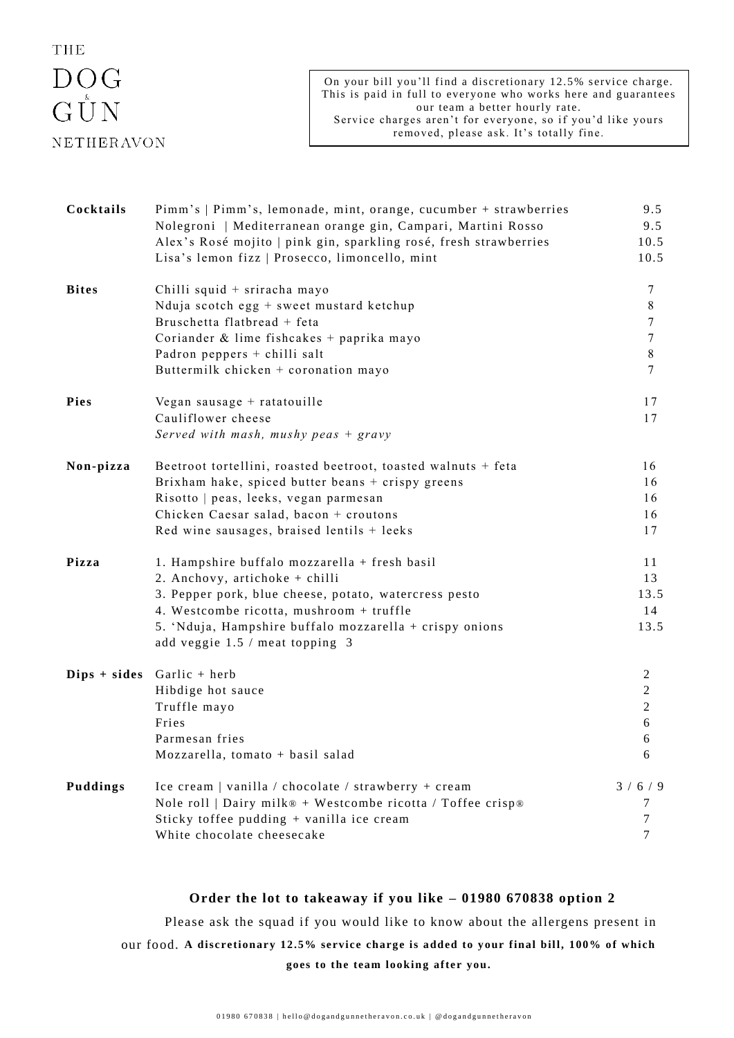# THE DOG & GUN NETHERAVON

On your bill you'll find a discretionary 12.5% service charge. This is paid in full to everyone who works here and guarantees our team a better hourly rate. Service charges aren't for everyone, so if you'd like yours removed, please ask. It's totally fine.

| | | |
|---|---|---|
| **Cocktails** | Pimm's \| Pimm's, lemonade, mint, orange, cucumber + strawberries | 9.5 |
| | Nolegroni \| Mediterranean orange gin, Campari, Martini Rosso | 9.5 |
| | Alex's Rosé mojito \| pink gin, sparkling rosé, fresh strawberries | 10.5 |
| | Lisa's lemon fizz \| Prosecco, limoncello, mint | 10.5 |
| **Bites** | Chilli squid + sriracha mayo | 7 |
| | Nduja scotch egg + sweet mustard ketchup | 8 |
| | Bruschetta flatbread + feta | 7 |
| | Coriander & lime fishcakes + paprika mayo | 7 |
| | Padron peppers + chilli salt | 8 |
| | Buttermilk chicken + coronation mayo | 7 |
| **Pies** | Vegan sausage + ratatouille | 17 |
| | Cauliflower cheese | 17 |
| | *Served with mash, mushy peas + gravy* | |
| **Non-pizza** | Beetroot tortellini, roasted beetroot, toasted walnuts + feta | 16 |
| | Brixham hake, spiced butter beans + crispy greens | 16 |
| | Risotto \| peas, leeks, vegan parmesan | 16 |
| | Chicken Caesar salad, bacon + croutons | 16 |
| | Red wine sausages, braised lentils + leeks | 17 |
| **Pizza** | 1. Hampshire buffalo mozzarella + fresh basil | 11 |
| | 2. Anchovy, artichoke + chilli | 13 |
| | 3. Pepper pork, blue cheese, potato, watercress pesto | 13.5 |
| | 4. Westcombe ricotta, mushroom + truffle | 14 |
| | 5. 'Nduja, Hampshire buffalo mozzarella + crispy onions | 13.5 |
| | add veggie 1.5 / meat topping 3 | |
| **Dips + sides** | Garlic + herb | 2 |
| | Hibdige hot sauce | 2 |
| | Truffle mayo | 2 |
| | Fries | 6 |
| | Parmesan fries | 6 |
| | Mozzarella, tomato + basil salad | 6 |
| **Puddings** | Ice cream \| vanilla / chocolate / strawberry + cream | 3 / 6 / 9 |
| | Nole roll \| Dairy milk® + Westcombe ricotta / Toffee crisp® | 7 |
| | Sticky toffee pudding + vanilla ice cream | 7 |
| | White chocolate cheesecake | 7 |

**Order the lot to takeaway if you like – 01980 670838 option 2**

Please ask the squad if you would like to know about the allergens present in our food. **A discretionary 12.5% service charge is added to your final bill, 100% of which goes to the team looking after you.**

01980 670838 | hello@dogandgunnetheravon.co.uk | @dogandgunnetheravon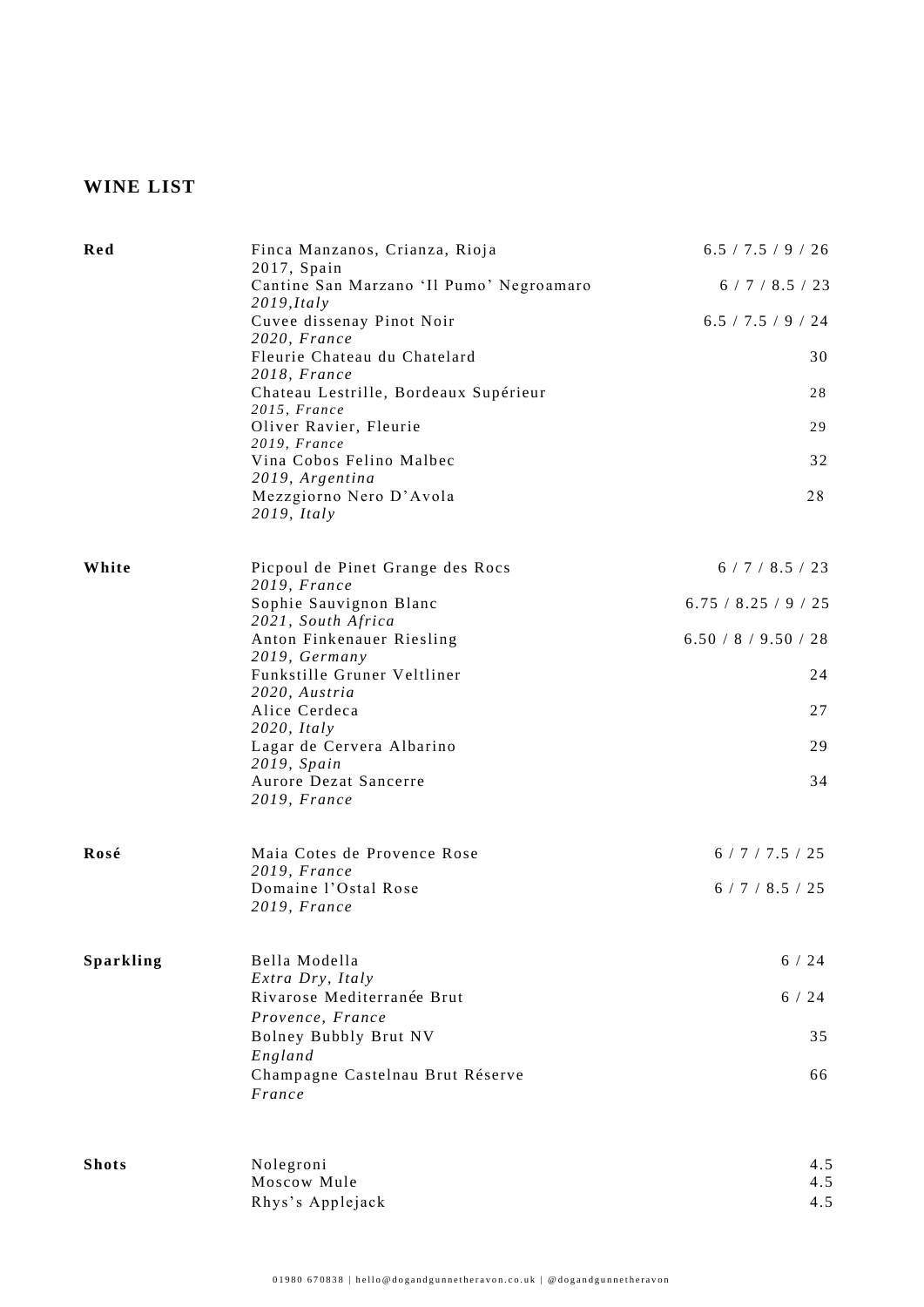## WINE LIST

| | | |
|---|---|---|
| **Red** | Finca Manzanos, Crianza, Rioja<br>2017, Spain | 6.5 / 7.5 / 9 / 26 |
| | Cantine San Marzano 'Il Pumo' Negroamaro<br>*2019,Italy* | 6 / 7 / 8.5 / 23 |
| | Cuvee dissenay Pinot Noir<br>*2020, France* | 6.5 / 7.5 / 9 / 24 |
| | Fleurie Chateau du Chatelard<br>*2018, France* | 30 |
| | Chateau Lestrille, Bordeaux Supérieur<br>*2015, France* | 28 |
| | Oliver Ravier, Fleurie<br>*2019, France* | 29 |
| | Vina Cobos Felino Malbec<br>*2019, Argentina* | 32 |
| | Mezzgiorno Nero D'Avola<br>*2019, Italy* | 28 |
| **White** | Picpoul de Pinet Grange des Rocs<br>*2019, France* | 6 / 7 / 8.5 / 23 |
| | Sophie Sauvignon Blanc<br>*2021, South Africa* | 6.75 / 8.25 / 9 / 25 |
| | Anton Finkenauer Riesling<br>*2019, Germany* | 6.50 / 8 / 9.50 / 28 |
| | Funkstille Gruner Veltliner<br>*2020, Austria* | 24 |
| | Alice Cerdeca<br>*2020, Italy* | 27 |
| | Lagar de Cervera Albarino<br>*2019, Spain* | 29 |
| | Aurore Dezat Sancerre<br>*2019, France* | 34 |
| **Rosé** | Maia Cotes de Provence Rose<br>*2019, France* | 6 / 7 / 7.5 / 25 |
| | Domaine l'Ostal Rose<br>*2019, France* | 6 / 7 / 8.5 / 25 |
| **Sparkling** | Bella Modella<br>*Extra Dry, Italy* | 6 / 24 |
| | Rivarose Mediterranée Brut<br>*Provence, France* | 6 / 24 |
| | Bolney Bubbly Brut NV<br>*England* | 35 |
| | Champagne Castelnau Brut Réserve<br>*France* | 66 |
| **Shots** | Nolegroni | 4.5 |
| | Moscow Mule | 4.5 |
| | Rhys's Applejack | 4.5 |

01980 670838 | hello@dogandgunnetheravon.co.uk | @dogandgunnetheravon